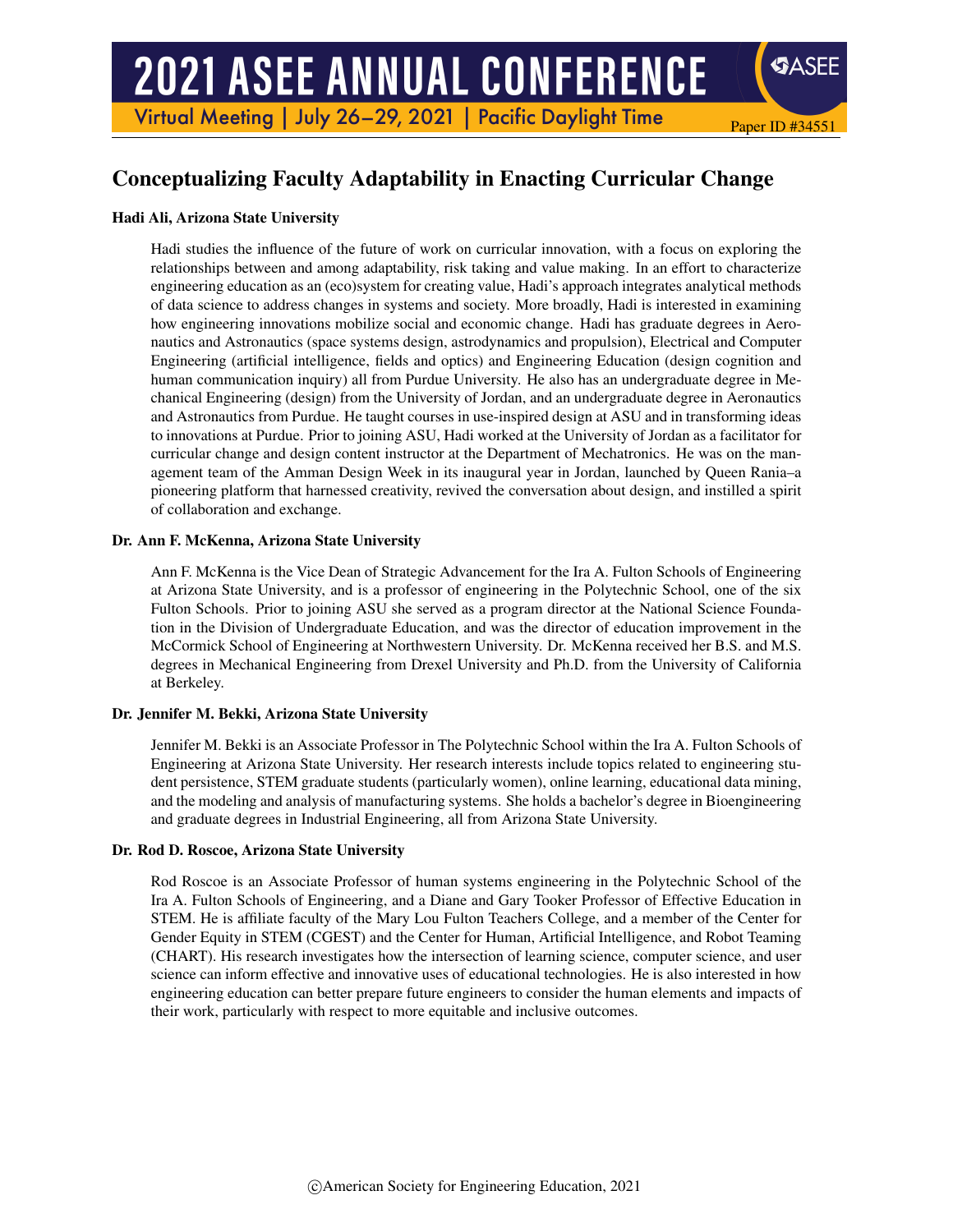# Conceptualizing Faculty Adaptability in Enacting Curricular Change

**Hadi Ali, Arizona State University**

Hadi studies the influence of the future of work on curricular innovation, with a focus on exploring the relationships between and among adaptability, risk taking and value making. In an effort to characterize engineering education as an (eco)system for creating value, Hadi's approach integrates analytical methods of data science to address changes in systems and society. More broadly, Hadi is interested in examining how engineering innovations mobilize social and economic change. Hadi has graduate degrees in Aeronautics and Astronautics (space systems design, astrodynamics and propulsion), Electrical and Computer Engineering (artificial intelligence, fields and optics) and Engineering Education (design cognition and human communication inquiry) all from Purdue University. He also has an undergraduate degree in Mechanical Engineering (design) from the University of Jordan, and an undergraduate degree in Aeronautics and Astronautics from Purdue. He taught courses in use-inspired design at ASU and in transforming ideas to innovations at Purdue. Prior to joining ASU, Hadi worked at the University of Jordan as a facilitator for curricular change and design content instructor at the Department of Mechatronics. He was on the management team of the Amman Design Week in its inaugural year in Jordan, launched by Queen Rania–a pioneering platform that harnessed creativity, revived the conversation about design, and instilled a spirit of collaboration and exchange.

**Dr. Ann F. McKenna, Arizona State University**

Ann F. McKenna is the Vice Dean of Strategic Advancement for the Ira A. Fulton Schools of Engineering at Arizona State University, and is a professor of engineering in the Polytechnic School, one of the six Fulton Schools. Prior to joining ASU she served as a program director at the National Science Foundation in the Division of Undergraduate Education, and was the director of education improvement in the McCormick School of Engineering at Northwestern University. Dr. McKenna received her B.S. and M.S. degrees in Mechanical Engineering from Drexel University and Ph.D. from the University of California at Berkeley.

**Dr. Jennifer M. Bekki, Arizona State University**

Jennifer M. Bekki is an Associate Professor in The Polytechnic School within the Ira A. Fulton Schools of Engineering at Arizona State University. Her research interests include topics related to engineering student persistence, STEM graduate students (particularly women), online learning, educational data mining, and the modeling and analysis of manufacturing systems. She holds a bachelor's degree in Bioengineering and graduate degrees in Industrial Engineering, all from Arizona State University.

**Dr. Rod D. Roscoe, Arizona State University**

Rod Roscoe is an Associate Professor of human systems engineering in the Polytechnic School of the Ira A. Fulton Schools of Engineering, and a Diane and Gary Tooker Professor of Effective Education in STEM. He is affiliate faculty of the Mary Lou Fulton Teachers College, and a member of the Center for Gender Equity in STEM (CGEST) and the Center for Human, Artificial Intelligence, and Robot Teaming (CHART). His research investigates how the intersection of learning science, computer science, and user science can inform effective and innovative uses of educational technologies. He is also interested in how engineering education can better prepare future engineers to consider the human elements and impacts of their work, particularly with respect to more equitable and inclusive outcomes.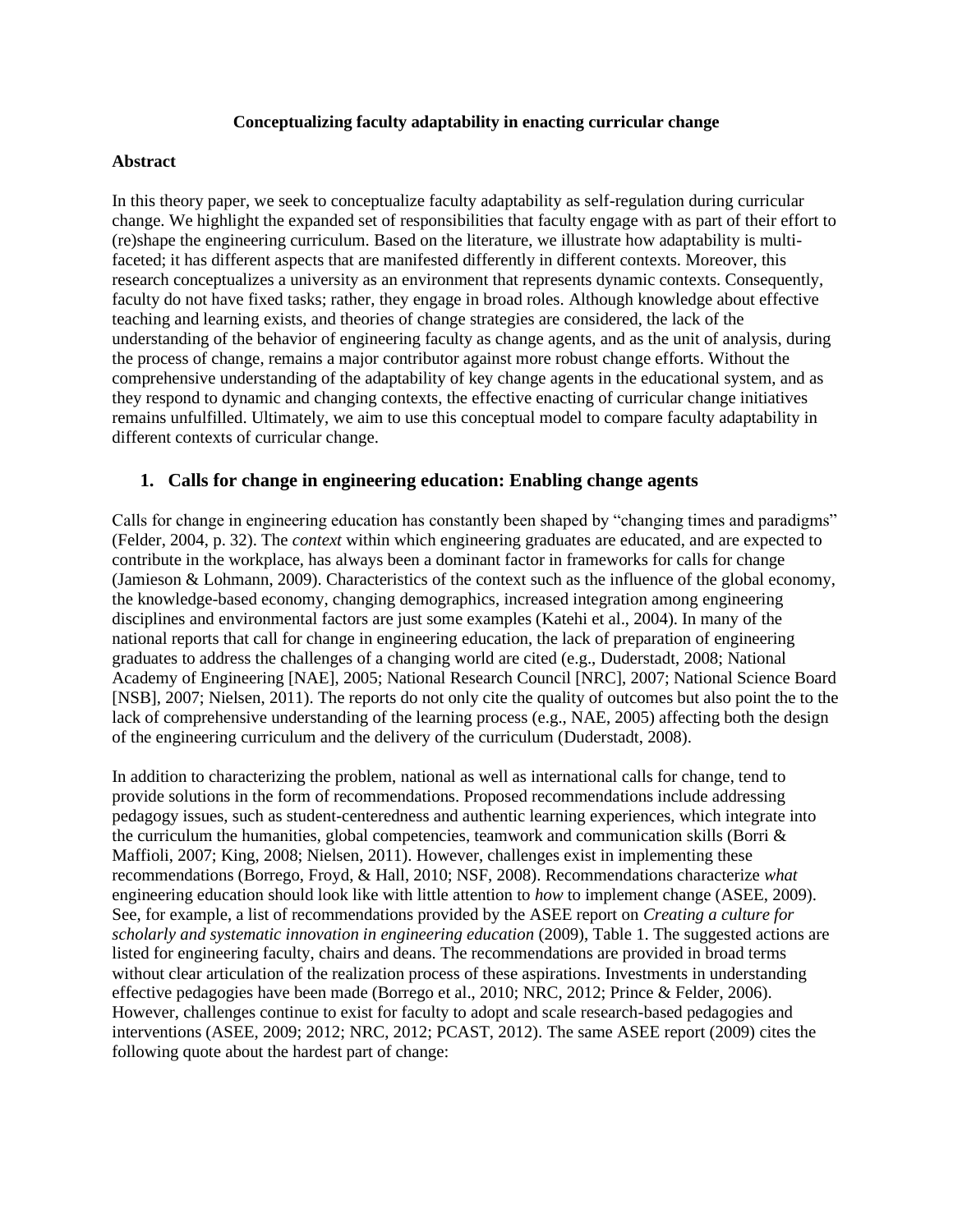**Conceptualizing faculty adaptability in enacting curricular change**

**Abstract**

In this theory paper, we seek to conceptualize faculty adaptability as self-regulation during curricular change. We highlight the expanded set of responsibilities that faculty engage with as part of their effort to (re)shape the engineering curriculum. Based on the literature, we illustrate how adaptability is multi-faceted; it has different aspects that are manifested differently in different contexts. Moreover, this research conceptualizes a university as an environment that represents dynamic contexts. Consequently, faculty do not have fixed tasks; rather, they engage in broad roles. Although knowledge about effective teaching and learning exists, and theories of change strategies are considered, the lack of the understanding of the behavior of engineering faculty as change agents, and as the unit of analysis, during the process of change, remains a major contributor against more robust change efforts. Without the comprehensive understanding of the adaptability of key change agents in the educational system, and as they respond to dynamic and changing contexts, the effective enacting of curricular change initiatives remains unfulfilled. Ultimately, we aim to use this conceptual model to compare faculty adaptability in different contexts of curricular change.

## 1. Calls for change in engineering education: Enabling change agents

Calls for change in engineering education has constantly been shaped by "changing times and paradigms" (Felder, 2004, p. 32). The *context* within which engineering graduates are educated, and are expected to contribute in the workplace, has always been a dominant factor in frameworks for calls for change (Jamieson & Lohmann, 2009). Characteristics of the context such as the influence of the global economy, the knowledge-based economy, changing demographics, increased integration among engineering disciplines and environmental factors are just some examples (Katehi et al., 2004). In many of the national reports that call for change in engineering education, the lack of preparation of engineering graduates to address the challenges of a changing world are cited (e.g., Duderstadt, 2008; National Academy of Engineering [NAE], 2005; National Research Council [NRC], 2007; National Science Board [NSB], 2007; Nielsen, 2011). The reports do not only cite the quality of outcomes but also point the to the lack of comprehensive understanding of the learning process (e.g., NAE, 2005) affecting both the design of the engineering curriculum and the delivery of the curriculum (Duderstadt, 2008).

In addition to characterizing the problem, national as well as international calls for change, tend to provide solutions in the form of recommendations. Proposed recommendations include addressing pedagogy issues, such as student-centeredness and authentic learning experiences, which integrate into the curriculum the humanities, global competencies, teamwork and communication skills (Borri & Maffioli, 2007; King, 2008; Nielsen, 2011). However, challenges exist in implementing these recommendations (Borrego, Froyd, & Hall, 2010; NSF, 2008). Recommendations characterize *what* engineering education should look like with little attention to *how* to implement change (ASEE, 2009). See, for example, a list of recommendations provided by the ASEE report on *Creating a culture for scholarly and systematic innovation in engineering education* (2009), Table 1. The suggested actions are listed for engineering faculty, chairs and deans. The recommendations are provided in broad terms without clear articulation of the realization process of these aspirations. Investments in understanding effective pedagogies have been made (Borrego et al., 2010; NRC, 2012; Prince & Felder, 2006). However, challenges continue to exist for faculty to adopt and scale research-based pedagogies and interventions (ASEE, 2009; 2012; NRC, 2012; PCAST, 2012). The same ASEE report (2009) cites the following quote about the hardest part of change: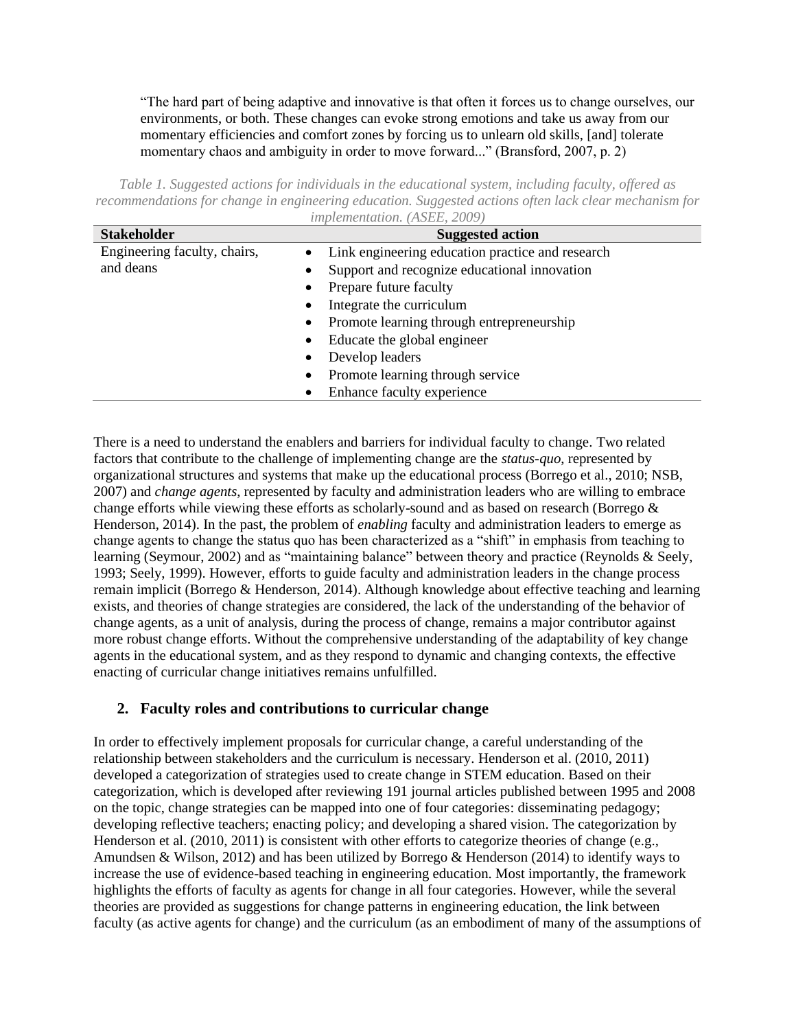> "The hard part of being adaptive and innovative is that often it forces us to change ourselves, our environments, or both. These changes can evoke strong emotions and take us away from our momentary efficiencies and comfort zones by forcing us to unlearn old skills, [and] tolerate momentary chaos and ambiguity in order to move forward..." (Bransford, 2007, p. 2)

*Table 1. Suggested actions for individuals in the educational system, including faculty, offered as recommendations for change in engineering education. Suggested actions often lack clear mechanism for implementation. (ASEE, 2009)*

| Stakeholder | Suggested action |
|---|---|
| Engineering faculty, chairs, and deans | • Link engineering education practice and research<br>• Support and recognize educational innovation<br>• Prepare future faculty<br>• Integrate the curriculum<br>• Promote learning through entrepreneurship<br>• Educate the global engineer<br>• Develop leaders<br>• Promote learning through service<br>• Enhance faculty experience |

There is a need to understand the enablers and barriers for individual faculty to change. Two related factors that contribute to the challenge of implementing change are the *status-quo*, represented by organizational structures and systems that make up the educational process (Borrego et al., 2010; NSB, 2007) and *change agents*, represented by faculty and administration leaders who are willing to embrace change efforts while viewing these efforts as scholarly-sound and as based on research (Borrego & Henderson, 2014). In the past, the problem of *enabling* faculty and administration leaders to emerge as change agents to change the status quo has been characterized as a "shift" in emphasis from teaching to learning (Seymour, 2002) and as "maintaining balance" between theory and practice (Reynolds & Seely, 1993; Seely, 1999). However, efforts to guide faculty and administration leaders in the change process remain implicit (Borrego & Henderson, 2014). Although knowledge about effective teaching and learning exists, and theories of change strategies are considered, the lack of the understanding of the behavior of change agents, as a unit of analysis, during the process of change, remains a major contributor against more robust change efforts. Without the comprehensive understanding of the adaptability of key change agents in the educational system, and as they respond to dynamic and changing contexts, the effective enacting of curricular change initiatives remains unfulfilled.

## 2. Faculty roles and contributions to curricular change

In order to effectively implement proposals for curricular change, a careful understanding of the relationship between stakeholders and the curriculum is necessary. Henderson et al. (2010, 2011) developed a categorization of strategies used to create change in STEM education. Based on their categorization, which is developed after reviewing 191 journal articles published between 1995 and 2008 on the topic, change strategies can be mapped into one of four categories: disseminating pedagogy; developing reflective teachers; enacting policy; and developing a shared vision. The categorization by Henderson et al. (2010, 2011) is consistent with other efforts to categorize theories of change (e.g., Amundsen & Wilson, 2012) and has been utilized by Borrego & Henderson (2014) to identify ways to increase the use of evidence-based teaching in engineering education. Most importantly, the framework highlights the efforts of faculty as agents for change in all four categories. However, while the several theories are provided as suggestions for change patterns in engineering education, the link between faculty (as active agents for change) and the curriculum (as an embodiment of many of the assumptions of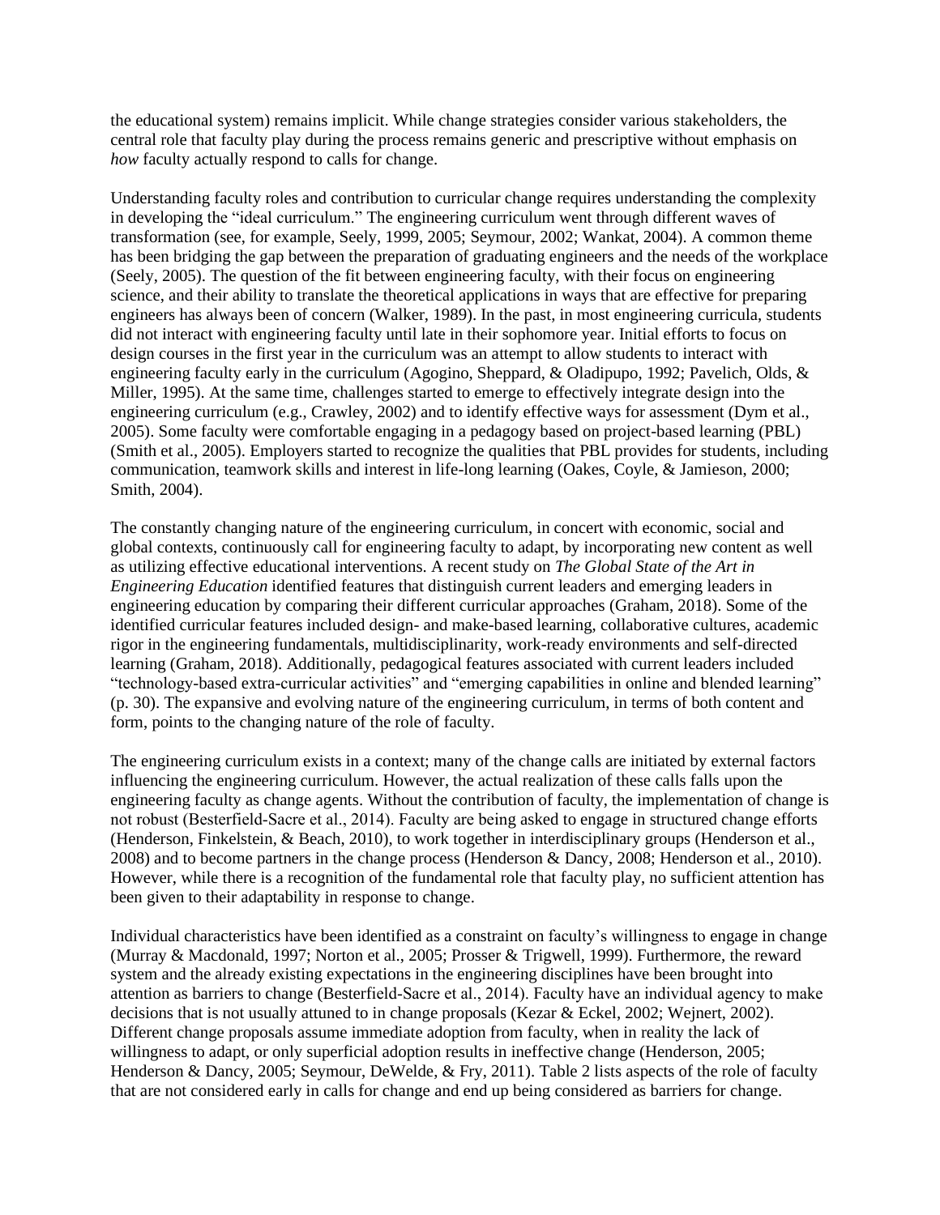the educational system) remains implicit. While change strategies consider various stakeholders, the central role that faculty play during the process remains generic and prescriptive without emphasis on *how* faculty actually respond to calls for change.

Understanding faculty roles and contribution to curricular change requires understanding the complexity in developing the "ideal curriculum." The engineering curriculum went through different waves of transformation (see, for example, Seely, 1999, 2005; Seymour, 2002; Wankat, 2004). A common theme has been bridging the gap between the preparation of graduating engineers and the needs of the workplace (Seely, 2005). The question of the fit between engineering faculty, with their focus on engineering science, and their ability to translate the theoretical applications in ways that are effective for preparing engineers has always been of concern (Walker, 1989). In the past, in most engineering curricula, students did not interact with engineering faculty until late in their sophomore year. Initial efforts to focus on design courses in the first year in the curriculum was an attempt to allow students to interact with engineering faculty early in the curriculum (Agogino, Sheppard, & Oladipupo, 1992; Pavelich, Olds, & Miller, 1995). At the same time, challenges started to emerge to effectively integrate design into the engineering curriculum (e.g., Crawley, 2002) and to identify effective ways for assessment (Dym et al., 2005). Some faculty were comfortable engaging in a pedagogy based on project-based learning (PBL) (Smith et al., 2005). Employers started to recognize the qualities that PBL provides for students, including communication, teamwork skills and interest in life-long learning (Oakes, Coyle, & Jamieson, 2000; Smith, 2004).

The constantly changing nature of the engineering curriculum, in concert with economic, social and global contexts, continuously call for engineering faculty to adapt, by incorporating new content as well as utilizing effective educational interventions. A recent study on *The Global State of the Art in Engineering Education* identified features that distinguish current leaders and emerging leaders in engineering education by comparing their different curricular approaches (Graham, 2018). Some of the identified curricular features included design- and make-based learning, collaborative cultures, academic rigor in the engineering fundamentals, multidisciplinarity, work-ready environments and self-directed learning (Graham, 2018). Additionally, pedagogical features associated with current leaders included "technology-based extra-curricular activities" and "emerging capabilities in online and blended learning" (p. 30). The expansive and evolving nature of the engineering curriculum, in terms of both content and form, points to the changing nature of the role of faculty.

The engineering curriculum exists in a context; many of the change calls are initiated by external factors influencing the engineering curriculum. However, the actual realization of these calls falls upon the engineering faculty as change agents. Without the contribution of faculty, the implementation of change is not robust (Besterfield-Sacre et al., 2014). Faculty are being asked to engage in structured change efforts (Henderson, Finkelstein, & Beach, 2010), to work together in interdisciplinary groups (Henderson et al., 2008) and to become partners in the change process (Henderson & Dancy, 2008; Henderson et al., 2010). However, while there is a recognition of the fundamental role that faculty play, no sufficient attention has been given to their adaptability in response to change.

Individual characteristics have been identified as a constraint on faculty's willingness to engage in change (Murray & Macdonald, 1997; Norton et al., 2005; Prosser & Trigwell, 1999). Furthermore, the reward system and the already existing expectations in the engineering disciplines have been brought into attention as barriers to change (Besterfield-Sacre et al., 2014). Faculty have an individual agency to make decisions that is not usually attuned to in change proposals (Kezar & Eckel, 2002; Wejnert, 2002). Different change proposals assume immediate adoption from faculty, when in reality the lack of willingness to adapt, or only superficial adoption results in ineffective change (Henderson, 2005; Henderson & Dancy, 2005; Seymour, DeWelde, & Fry, 2011). Table 2 lists aspects of the role of faculty that are not considered early in calls for change and end up being considered as barriers for change.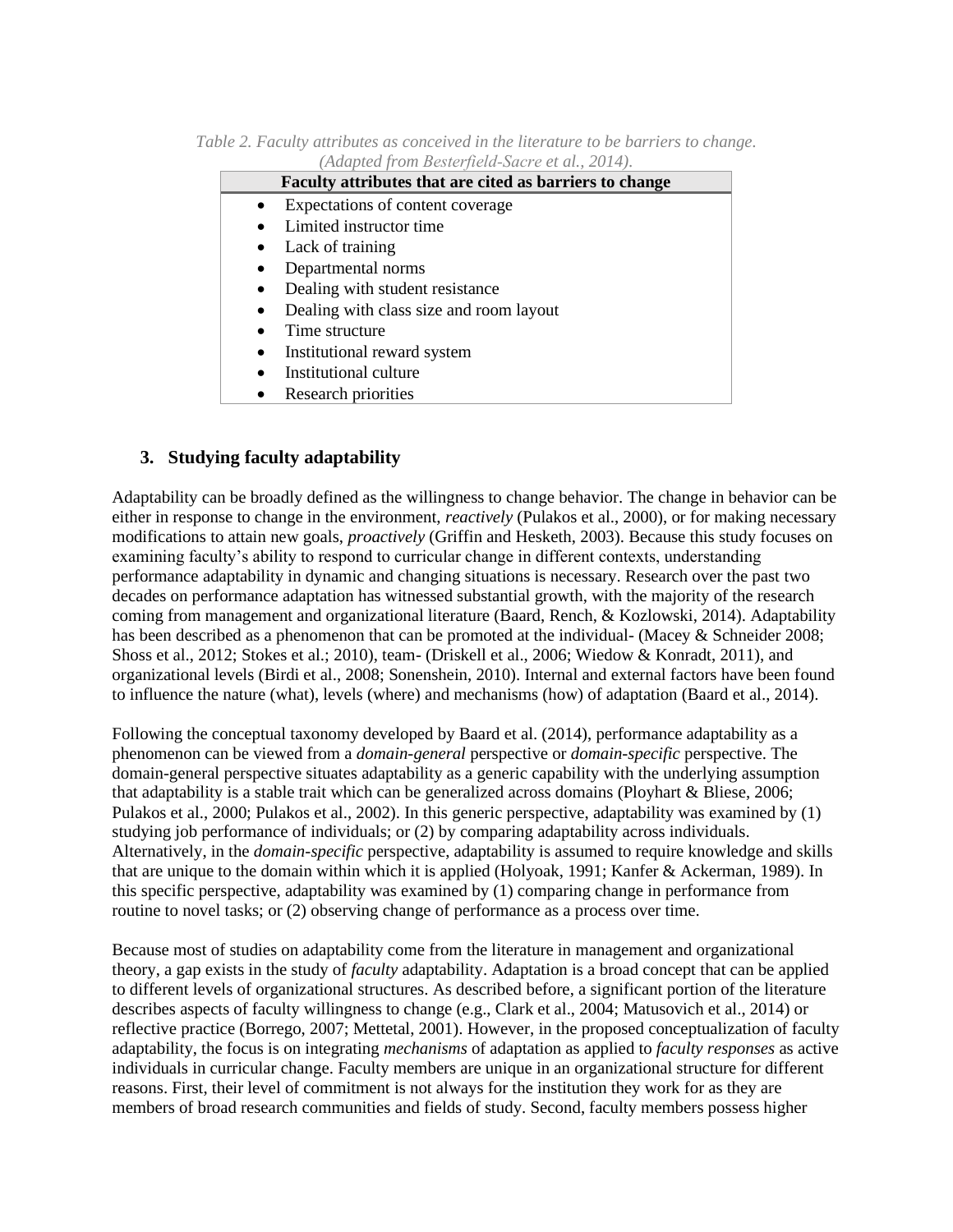*Table 2. Faculty attributes as conceived in the literature to be barriers to change. (Adapted from Besterfield-Sacre et al., 2014).*

| Faculty attributes that are cited as barriers to change |
|---|
| • Expectations of content coverage<br>• Limited instructor time<br>• Lack of training<br>• Departmental norms<br>• Dealing with student resistance<br>• Dealing with class size and room layout<br>• Time structure<br>• Institutional reward system<br>• Institutional culture<br>• Research priorities |

## 3. Studying faculty adaptability

Adaptability can be broadly defined as the willingness to change behavior. The change in behavior can be either in response to change in the environment, *reactively* (Pulakos et al., 2000), or for making necessary modifications to attain new goals, *proactively* (Griffin and Hesketh, 2003). Because this study focuses on examining faculty's ability to respond to curricular change in different contexts, understanding performance adaptability in dynamic and changing situations is necessary. Research over the past two decades on performance adaptation has witnessed substantial growth, with the majority of the research coming from management and organizational literature (Baard, Rench, & Kozlowski, 2014). Adaptability has been described as a phenomenon that can be promoted at the individual- (Macey & Schneider 2008; Shoss et al., 2012; Stokes et al.; 2010), team- (Driskell et al., 2006; Wiedow & Konradt, 2011), and organizational levels (Birdi et al., 2008; Sonenshein, 2010). Internal and external factors have been found to influence the nature (what), levels (where) and mechanisms (how) of adaptation (Baard et al., 2014).

Following the conceptual taxonomy developed by Baard et al. (2014), performance adaptability as a phenomenon can be viewed from a *domain-general* perspective or *domain-specific* perspective. The domain-general perspective situates adaptability as a generic capability with the underlying assumption that adaptability is a stable trait which can be generalized across domains (Ployhart & Bliese, 2006; Pulakos et al., 2000; Pulakos et al., 2002). In this generic perspective, adaptability was examined by (1) studying job performance of individuals; or (2) by comparing adaptability across individuals. Alternatively, in the *domain-specific* perspective, adaptability is assumed to require knowledge and skills that are unique to the domain within which it is applied (Holyoak, 1991; Kanfer & Ackerman, 1989). In this specific perspective, adaptability was examined by (1) comparing change in performance from routine to novel tasks; or (2) observing change of performance as a process over time.

Because most of studies on adaptability come from the literature in management and organizational theory, a gap exists in the study of *faculty* adaptability. Adaptation is a broad concept that can be applied to different levels of organizational structures. As described before, a significant portion of the literature describes aspects of faculty willingness to change (e.g., Clark et al., 2004; Matusovich et al., 2014) or reflective practice (Borrego, 2007; Mettetal, 2001). However, in the proposed conceptualization of faculty adaptability, the focus is on integrating *mechanisms* of adaptation as applied to *faculty responses* as active individuals in curricular change. Faculty members are unique in an organizational structure for different reasons. First, their level of commitment is not always for the institution they work for as they are members of broad research communities and fields of study. Second, faculty members possess higher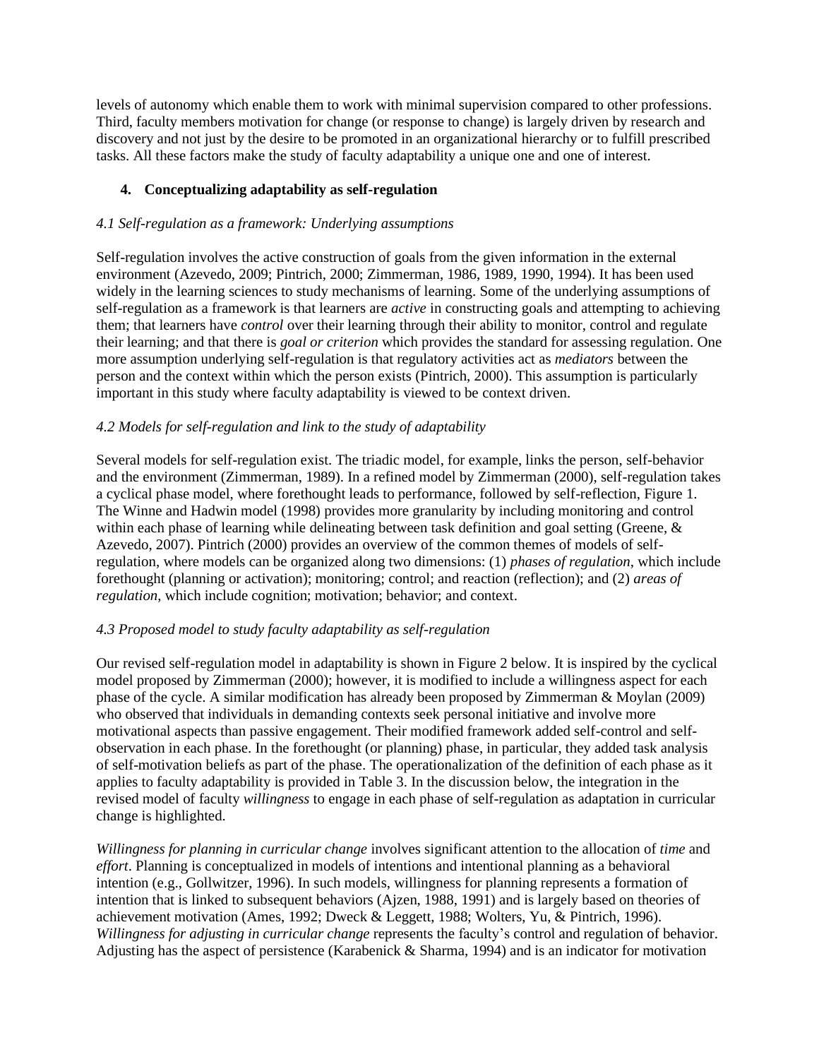levels of autonomy which enable them to work with minimal supervision compared to other professions. Third, faculty members motivation for change (or response to change) is largely driven by research and discovery and not just by the desire to be promoted in an organizational hierarchy or to fulfill prescribed tasks. All these factors make the study of faculty adaptability a unique one and one of interest.

## 4. Conceptualizing adaptability as self-regulation

### *4.1 Self-regulation as a framework: Underlying assumptions*

Self-regulation involves the active construction of goals from the given information in the external environment (Azevedo, 2009; Pintrich, 2000; Zimmerman, 1986, 1989, 1990, 1994). It has been used widely in the learning sciences to study mechanisms of learning. Some of the underlying assumptions of self-regulation as a framework is that learners are *active* in constructing goals and attempting to achieving them; that learners have *control* over their learning through their ability to monitor, control and regulate their learning; and that there is *goal or criterion* which provides the standard for assessing regulation. One more assumption underlying self-regulation is that regulatory activities act as *mediators* between the person and the context within which the person exists (Pintrich, 2000). This assumption is particularly important in this study where faculty adaptability is viewed to be context driven.

### *4.2 Models for self-regulation and link to the study of adaptability*

Several models for self-regulation exist. The triadic model, for example, links the person, self-behavior and the environment (Zimmerman, 1989). In a refined model by Zimmerman (2000), self-regulation takes a cyclical phase model, where forethought leads to performance, followed by self-reflection, Figure 1. The Winne and Hadwin model (1998) provides more granularity by including monitoring and control within each phase of learning while delineating between task definition and goal setting (Greene, & Azevedo, 2007). Pintrich (2000) provides an overview of the common themes of models of self-regulation, where models can be organized along two dimensions: (1) *phases of regulation*, which include forethought (planning or activation); monitoring; control; and reaction (reflection); and (2) *areas of regulation*, which include cognition; motivation; behavior; and context.

### *4.3 Proposed model to study faculty adaptability as self-regulation*

Our revised self-regulation model in adaptability is shown in Figure 2 below. It is inspired by the cyclical model proposed by Zimmerman (2000); however, it is modified to include a willingness aspect for each phase of the cycle. A similar modification has already been proposed by Zimmerman & Moylan (2009) who observed that individuals in demanding contexts seek personal initiative and involve more motivational aspects than passive engagement. Their modified framework added self-control and self-observation in each phase. In the forethought (or planning) phase, in particular, they added task analysis of self-motivation beliefs as part of the phase. The operationalization of the definition of each phase as it applies to faculty adaptability is provided in Table 3. In the discussion below, the integration in the revised model of faculty *willingness* to engage in each phase of self-regulation as adaptation in curricular change is highlighted.

*Willingness for planning in curricular change* involves significant attention to the allocation of *time* and *effort*. Planning is conceptualized in models of intentions and intentional planning as a behavioral intention (e.g., Gollwitzer, 1996). In such models, willingness for planning represents a formation of intention that is linked to subsequent behaviors (Ajzen, 1988, 1991) and is largely based on theories of achievement motivation (Ames, 1992; Dweck & Leggett, 1988; Wolters, Yu, & Pintrich, 1996). *Willingness for adjusting in curricular change* represents the faculty's control and regulation of behavior. Adjusting has the aspect of persistence (Karabenick & Sharma, 1994) and is an indicator for motivation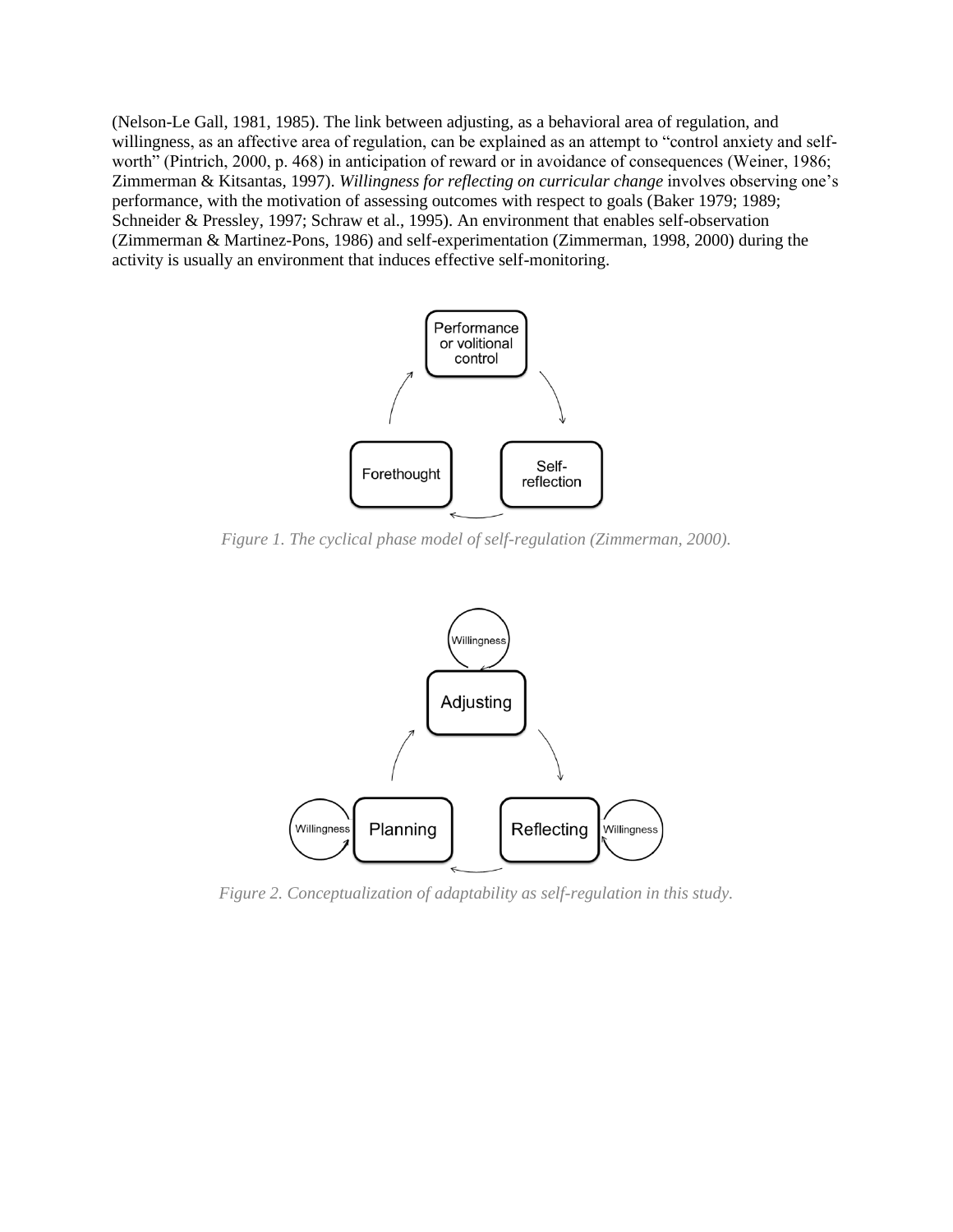(Nelson-Le Gall, 1981, 1985). The link between adjusting, as a behavioral area of regulation, and willingness, as an affective area of regulation, can be explained as an attempt to "control anxiety and self-worth" (Pintrich, 2000, p. 468) in anticipation of reward or in avoidance of consequences (Weiner, 1986; Zimmerman & Kitsantas, 1997). *Willingness for reflecting on curricular change* involves observing one's performance, with the motivation of assessing outcomes with respect to goals (Baker 1979; 1989; Schneider & Pressley, 1997; Schraw et al., 1995). An environment that enables self-observation (Zimmerman & Martinez-Pons, 1986) and self-experimentation (Zimmerman, 1998, 2000) during the activity is usually an environment that induces effective self-monitoring.

*Figure 1. The cyclical phase model of self-regulation (Zimmerman, 2000).*

*Figure 2. Conceptualization of adaptability as self-regulation in this study.*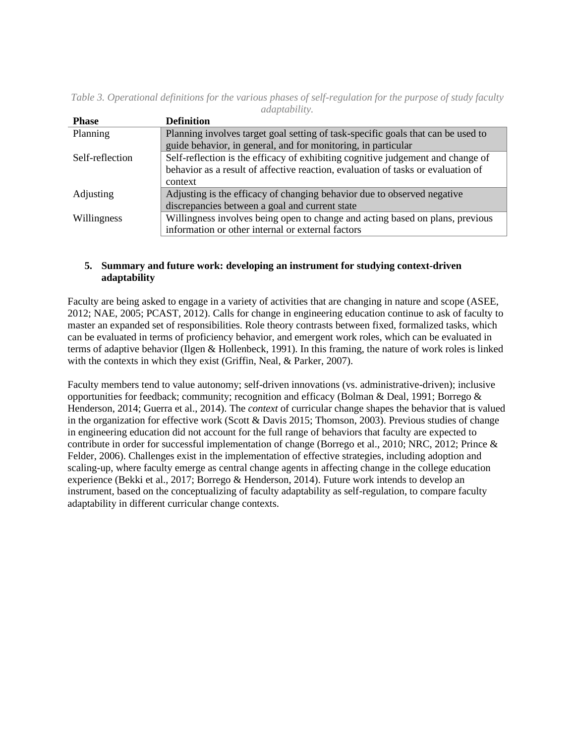*Table 3. Operational definitions for the various phases of self-regulation for the purpose of study faculty adaptability.*

| Phase | Definition |
| --- | --- |
| Planning | Planning involves target goal setting of task-specific goals that can be used to guide behavior, in general, and for monitoring, in particular |
| Self-reflection | Self-reflection is the efficacy of exhibiting cognitive judgement and change of behavior as a result of affective reaction, evaluation of tasks or evaluation of context |
| Adjusting | Adjusting is the efficacy of changing behavior due to observed negative discrepancies between a goal and current state |
| Willingness | Willingness involves being open to change and acting based on plans, previous information or other internal or external factors |

## 5. Summary and future work: developing an instrument for studying context-driven adaptability

Faculty are being asked to engage in a variety of activities that are changing in nature and scope (ASEE, 2012; NAE, 2005; PCAST, 2012). Calls for change in engineering education continue to ask of faculty to master an expanded set of responsibilities. Role theory contrasts between fixed, formalized tasks, which can be evaluated in terms of proficiency behavior, and emergent work roles, which can be evaluated in terms of adaptive behavior (Ilgen & Hollenbeck, 1991). In this framing, the nature of work roles is linked with the contexts in which they exist (Griffin, Neal, & Parker, 2007).

Faculty members tend to value autonomy; self-driven innovations (vs. administrative-driven); inclusive opportunities for feedback; community; recognition and efficacy (Bolman & Deal, 1991; Borrego & Henderson, 2014; Guerra et al., 2014). The *context* of curricular change shapes the behavior that is valued in the organization for effective work (Scott & Davis 2015; Thomson, 2003). Previous studies of change in engineering education did not account for the full range of behaviors that faculty are expected to contribute in order for successful implementation of change (Borrego et al., 2010; NRC, 2012; Prince & Felder, 2006). Challenges exist in the implementation of effective strategies, including adoption and scaling-up, where faculty emerge as central change agents in affecting change in the college education experience (Bekki et al., 2017; Borrego & Henderson, 2014). Future work intends to develop an instrument, based on the conceptualizing of faculty adaptability as self-regulation, to compare faculty adaptability in different curricular change contexts.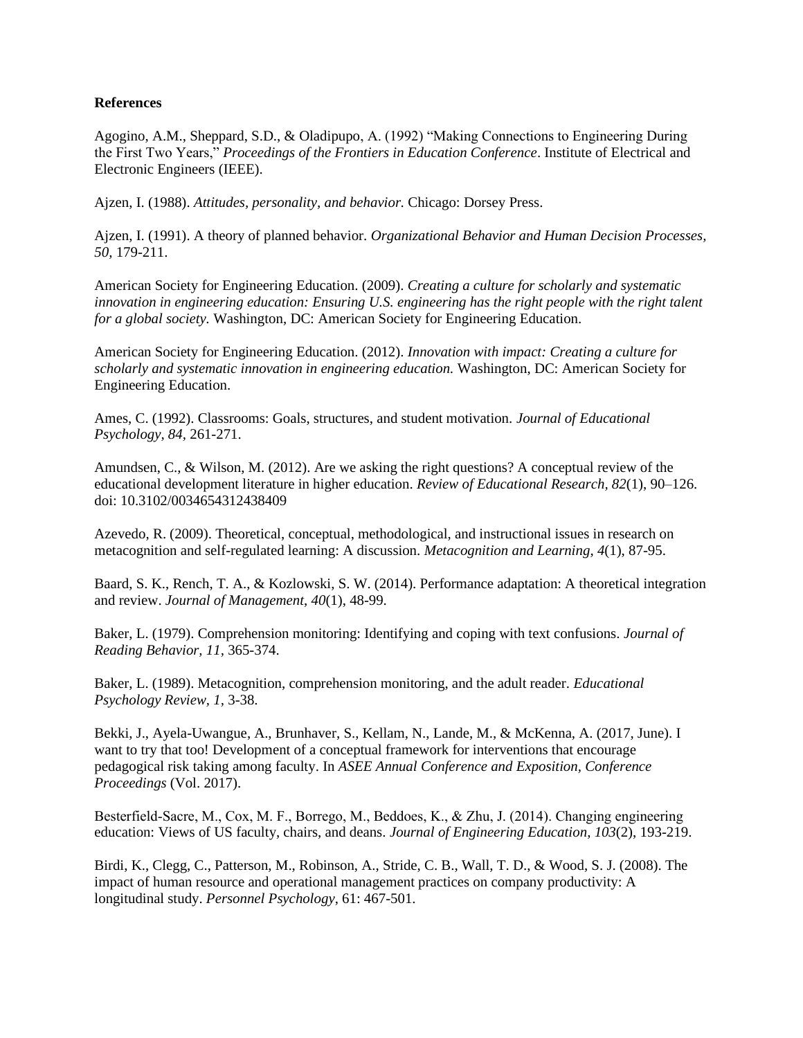**References**

Agogino, A.M., Sheppard, S.D., & Oladipupo, A. (1992) "Making Connections to Engineering During the First Two Years," *Proceedings of the Frontiers in Education Conference*. Institute of Electrical and Electronic Engineers (IEEE).

Ajzen, I. (1988). *Attitudes, personality, and behavior.* Chicago: Dorsey Press.

Ajzen, I. (1991). A theory of planned behavior. *Organizational Behavior and Human Decision Processes, 50,* 179-211.

American Society for Engineering Education. (2009). *Creating a culture for scholarly and systematic innovation in engineering education: Ensuring U.S. engineering has the right people with the right talent for a global society.* Washington, DC: American Society for Engineering Education.

American Society for Engineering Education. (2012). *Innovation with impact: Creating a culture for scholarly and systematic innovation in engineering education.* Washington, DC: American Society for Engineering Education.

Ames, C. (1992). Classrooms: Goals, structures, and student motivation. *Journal of Educational Psychology, 84,* 261-271.

Amundsen, C., & Wilson, M. (2012). Are we asking the right questions? A conceptual review of the educational development literature in higher education. *Review of Educational Research, 82*(1), 90–126. doi: 10.3102/0034654312438409

Azevedo, R. (2009). Theoretical, conceptual, methodological, and instructional issues in research on metacognition and self-regulated learning: A discussion. *Metacognition and Learning*, *4*(1), 87-95.

Baard, S. K., Rench, T. A., & Kozlowski, S. W. (2014). Performance adaptation: A theoretical integration and review. *Journal of Management*, *40*(1), 48-99.

Baker, L. (1979). Comprehension monitoring: Identifying and coping with text confusions. *Journal of Reading Behavior, 11,* 365-374.

Baker, L. (1989). Metacognition, comprehension monitoring, and the adult reader. *Educational Psychology Review, 1,* 3-38.

Bekki, J., Ayela-Uwangue, A., Brunhaver, S., Kellam, N., Lande, M., & McKenna, A. (2017, June). I want to try that too! Development of a conceptual framework for interventions that encourage pedagogical risk taking among faculty. In *ASEE Annual Conference and Exposition, Conference Proceedings* (Vol. 2017).

Besterfield-Sacre, M., Cox, M. F., Borrego, M., Beddoes, K., & Zhu, J. (2014). Changing engineering education: Views of US faculty, chairs, and deans. *Journal of Engineering Education*, *103*(2), 193-219.

Birdi, K., Clegg, C., Patterson, M., Robinson, A., Stride, C. B., Wall, T. D., & Wood, S. J. (2008). The impact of human resource and operational management practices on company productivity: A longitudinal study. *Personnel Psychology*, 61: 467-501.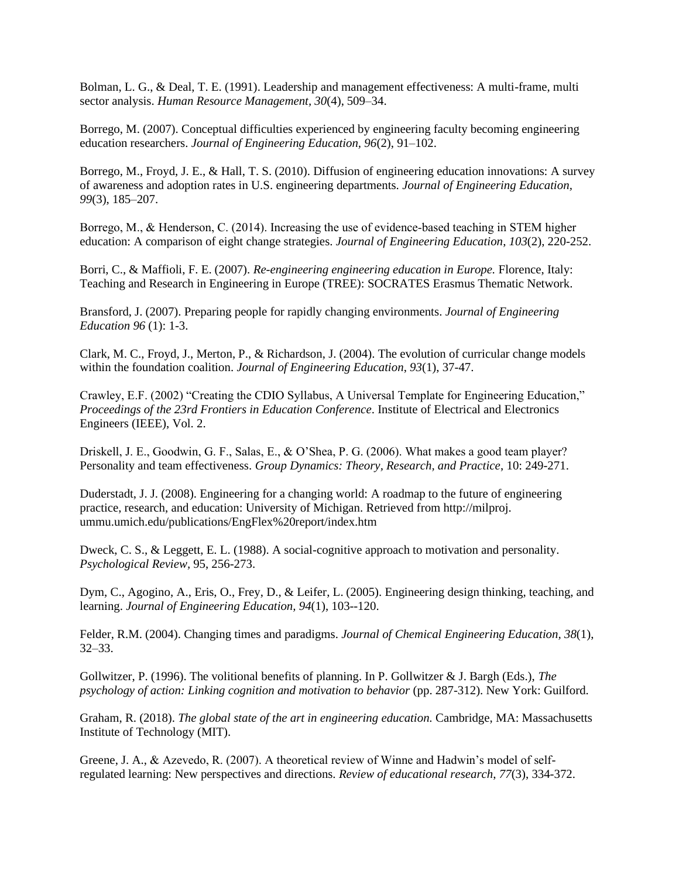Bolman, L. G., & Deal, T. E. (1991). Leadership and management effectiveness: A multi-frame, multi sector analysis. *Human Resource Management, 30*(4), 509–34.

Borrego, M. (2007). Conceptual difficulties experienced by engineering faculty becoming engineering education researchers. *Journal of Engineering Education, 96*(2), 91–102.

Borrego, M., Froyd, J. E., & Hall, T. S. (2010). Diffusion of engineering education innovations: A survey of awareness and adoption rates in U.S. engineering departments. *Journal of Engineering Education, 99*(3), 185–207.

Borrego, M., & Henderson, C. (2014). Increasing the use of evidence-based teaching in STEM higher education: A comparison of eight change strategies. *Journal of Engineering Education*, *103*(2), 220-252.

Borri, C., & Maffioli, F. E. (2007). *Re-engineering engineering education in Europe.* Florence, Italy: Teaching and Research in Engineering in Europe (TREE): SOCRATES Erasmus Thematic Network.

Bransford, J. (2007). Preparing people for rapidly changing environments. *Journal of Engineering Education 96* (1): 1-3.

Clark, M. C., Froyd, J., Merton, P., & Richardson, J. (2004). The evolution of curricular change models within the foundation coalition. *Journal of Engineering Education*, *93*(1), 37-47.

Crawley, E.F. (2002) "Creating the CDIO Syllabus, A Universal Template for Engineering Education," *Proceedings of the 23rd Frontiers in Education Conference*. Institute of Electrical and Electronics Engineers (IEEE), Vol. 2.

Driskell, J. E., Goodwin, G. F., Salas, E., & O'Shea, P. G. (2006). What makes a good team player? Personality and team effectiveness. *Group Dynamics: Theory, Research, and Practice*, 10: 249-271.

Duderstadt, J. J. (2008). Engineering for a changing world: A roadmap to the future of engineering practice, research, and education: University of Michigan. Retrieved from http://milproj. ummu.umich.edu/publications/EngFlex%20report/index.htm

Dweck, C. S., & Leggett, E. L. (1988). A social-cognitive approach to motivation and personality. *Psychological Review,* 95, 256-273.

Dym, C., Agogino, A., Eris, O., Frey, D., & Leifer, L. (2005). Engineering design thinking, teaching, and learning. *Journal of Engineering Education, 94*(1), 103--120.

Felder, R.M. (2004). Changing times and paradigms. *Journal of Chemical Engineering Education, 38*(1), 32–33.

Gollwitzer, P. (1996). The volitional benefits of planning. In P. Gollwitzer & J. Bargh (Eds.), *The psychology of action: Linking cognition and motivation to behavior* (pp. 287-312). New York: Guilford.

Graham, R. (2018). *The global state of the art in engineering education.* Cambridge, MA: Massachusetts Institute of Technology (MIT).

Greene, J. A., & Azevedo, R. (2007). A theoretical review of Winne and Hadwin's model of self-regulated learning: New perspectives and directions. *Review of educational research*, *77*(3), 334-372.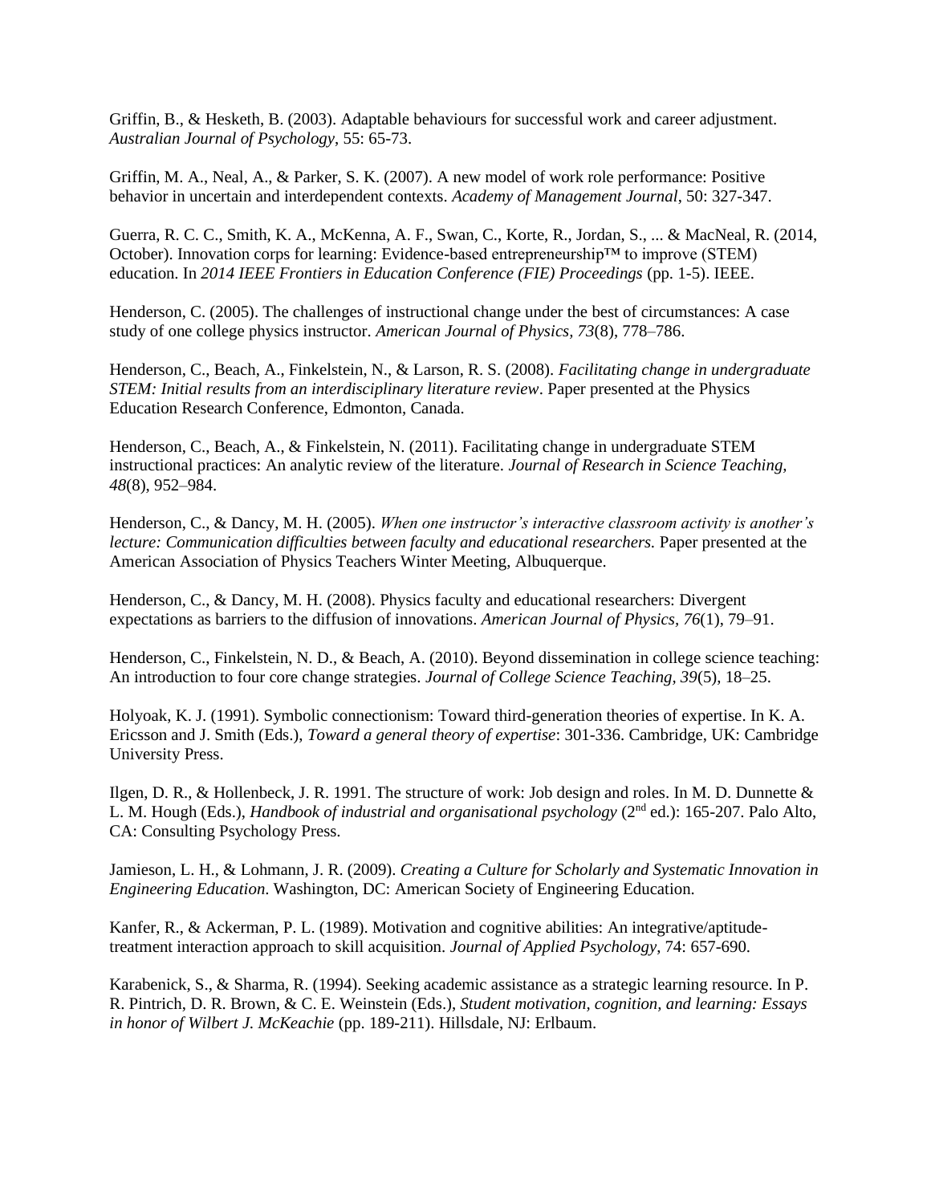Griffin, B., & Hesketh, B. (2003). Adaptable behaviours for successful work and career adjustment. *Australian Journal of Psychology*, 55: 65-73.

Griffin, M. A., Neal, A., & Parker, S. K. (2007). A new model of work role performance: Positive behavior in uncertain and interdependent contexts. *Academy of Management Journal*, 50: 327-347.

Guerra, R. C. C., Smith, K. A., McKenna, A. F., Swan, C., Korte, R., Jordan, S., ... & MacNeal, R. (2014, October). Innovation corps for learning: Evidence-based entrepreneurship™ to improve (STEM) education. In *2014 IEEE Frontiers in Education Conference (FIE) Proceedings* (pp. 1-5). IEEE.

Henderson, C. (2005). The challenges of instructional change under the best of circumstances: A case study of one college physics instructor. *American Journal of Physics, 73*(8), 778–786.

Henderson, C., Beach, A., Finkelstein, N., & Larson, R. S. (2008). *Facilitating change in undergraduate STEM: Initial results from an interdisciplinary literature review*. Paper presented at the Physics Education Research Conference, Edmonton, Canada.

Henderson, C., Beach, A., & Finkelstein, N. (2011). Facilitating change in undergraduate STEM instructional practices: An analytic review of the literature. *Journal of Research in Science Teaching, 48*(8), 952–984.

Henderson, C., & Dancy, M. H. (2005). *When one instructor's interactive classroom activity is another's lecture: Communication difficulties between faculty and educational researchers.* Paper presented at the American Association of Physics Teachers Winter Meeting, Albuquerque.

Henderson, C., & Dancy, M. H. (2008). Physics faculty and educational researchers: Divergent expectations as barriers to the diffusion of innovations. *American Journal of Physics, 76*(1), 79–91.

Henderson, C., Finkelstein, N. D., & Beach, A. (2010). Beyond dissemination in college science teaching: An introduction to four core change strategies. *Journal of College Science Teaching, 39*(5), 18–25.

Holyoak, K. J. (1991). Symbolic connectionism: Toward third-generation theories of expertise. In K. A. Ericsson and J. Smith (Eds.), *Toward a general theory of expertise*: 301-336. Cambridge, UK: Cambridge University Press.

Ilgen, D. R., & Hollenbeck, J. R. 1991. The structure of work: Job design and roles. In M. D. Dunnette & L. M. Hough (Eds.), *Handbook of industrial and organisational psychology* (2nd ed.): 165-207. Palo Alto, CA: Consulting Psychology Press.

Jamieson, L. H., & Lohmann, J. R. (2009). *Creating a Culture for Scholarly and Systematic Innovation in Engineering Education*. Washington, DC: American Society of Engineering Education.

Kanfer, R., & Ackerman, P. L. (1989). Motivation and cognitive abilities: An integrative/aptitude-treatment interaction approach to skill acquisition. *Journal of Applied Psychology*, 74: 657-690.

Karabenick, S., & Sharma, R. (1994). Seeking academic assistance as a strategic learning resource. In P. R. Pintrich, D. R. Brown, & C. E. Weinstein (Eds.), *Student motivation, cognition, and learning: Essays in honor of Wilbert J. McKeachie* (pp. 189-211). Hillsdale, NJ: Erlbaum.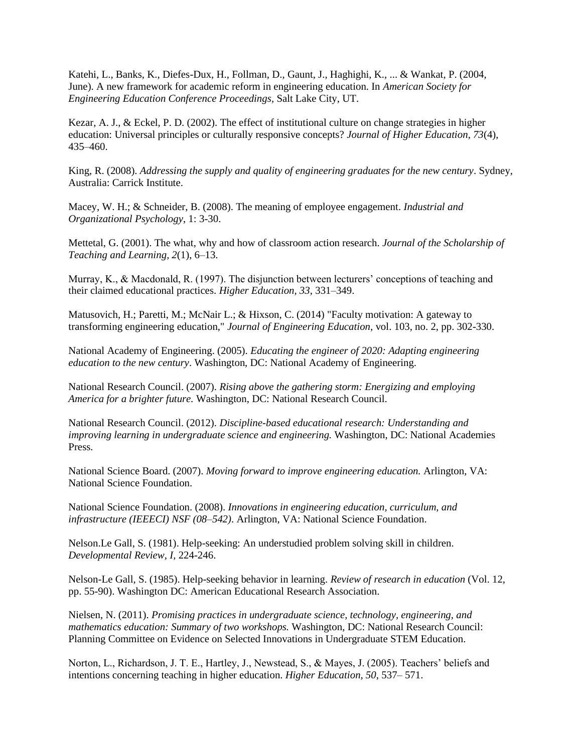Katehi, L., Banks, K., Diefes-Dux, H., Follman, D., Gaunt, J., Haghighi, K., ... & Wankat, P. (2004, June). A new framework for academic reform in engineering education. In *American Society for Engineering Education Conference Proceedings*, Salt Lake City, UT.

Kezar, A. J., & Eckel, P. D. (2002). The effect of institutional culture on change strategies in higher education: Universal principles or culturally responsive concepts? *Journal of Higher Education*, *73*(4), 435–460.

King, R. (2008). *Addressing the supply and quality of engineering graduates for the new century*. Sydney, Australia: Carrick Institute.

Macey, W. H.; & Schneider, B. (2008). The meaning of employee engagement. *Industrial and Organizational Psychology*, 1: 3-30.

Mettetal, G. (2001). The what, why and how of classroom action research. *Journal of the Scholarship of Teaching and Learning, 2*(1), 6–13.

Murray, K., & Macdonald, R. (1997). The disjunction between lecturers' conceptions of teaching and their claimed educational practices. *Higher Education, 33*, 331–349.

Matusovich, H.; Paretti, M.; McNair L.; & Hixson, C. (2014) "Faculty motivation: A gateway to transforming engineering education," *Journal of Engineering Education*, vol. 103, no. 2, pp. 302-330.

National Academy of Engineering. (2005). *Educating the engineer of 2020: Adapting engineering education to the new century*. Washington, DC: National Academy of Engineering.

National Research Council. (2007). *Rising above the gathering storm: Energizing and employing America for a brighter future.* Washington, DC: National Research Council.

National Research Council. (2012). *Discipline-based educational research: Understanding and improving learning in undergraduate science and engineering.* Washington, DC: National Academies Press.

National Science Board. (2007). *Moving forward to improve engineering education.* Arlington, VA: National Science Foundation.

National Science Foundation. (2008). *Innovations in engineering education, curriculum, and infrastructure (IEEECI) NSF (08–542)*. Arlington, VA: National Science Foundation.

Nelson.Le Gall, S. (1981). Help-seeking: An understudied problem solving skill in children. *Developmental Review, I,* 224-246.

Nelson-Le Gall, S. (1985). Help-seeking behavior in learning. *Review of research in education* (Vol. 12, pp. 55-90). Washington DC: American Educational Research Association.

Nielsen, N. (2011). *Promising practices in undergraduate science, technology, engineering, and mathematics education: Summary of two workshops.* Washington, DC: National Research Council: Planning Committee on Evidence on Selected Innovations in Undergraduate STEM Education.

Norton, L., Richardson, J. T. E., Hartley, J., Newstead, S., & Mayes, J. (2005). Teachers' beliefs and intentions concerning teaching in higher education. *Higher Education, 50*, 537– 571.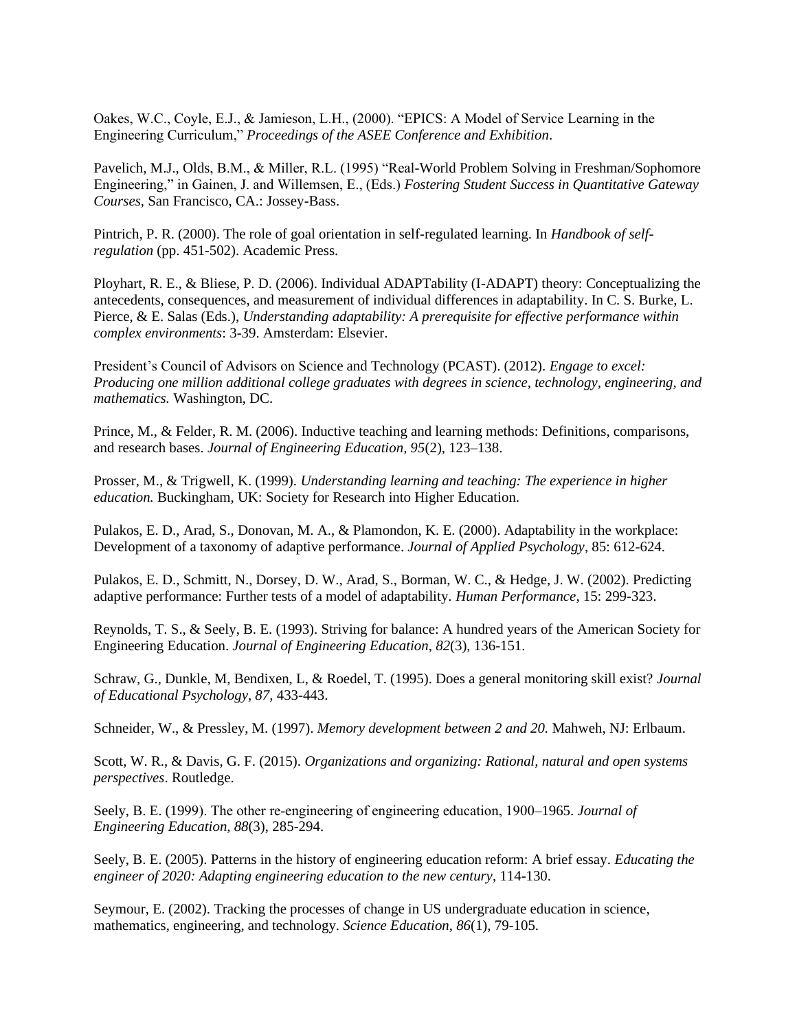Oakes, W.C., Coyle, E.J., & Jamieson, L.H., (2000). "EPICS: A Model of Service Learning in the Engineering Curriculum," *Proceedings of the ASEE Conference and Exhibition*.

Pavelich, M.J., Olds, B.M., & Miller, R.L. (1995) "Real-World Problem Solving in Freshman/Sophomore Engineering," in Gainen, J. and Willemsen, E., (Eds.) *Fostering Student Success in Quantitative Gateway Courses*, San Francisco, CA.: Jossey-Bass.

Pintrich, P. R. (2000). The role of goal orientation in self-regulated learning. In *Handbook of self-regulation* (pp. 451-502). Academic Press.

Ployhart, R. E., & Bliese, P. D. (2006). Individual ADAPTability (I-ADAPT) theory: Conceptualizing the antecedents, consequences, and measurement of individual differences in adaptability. In C. S. Burke, L. Pierce, & E. Salas (Eds.), *Understanding adaptability: A prerequisite for effective performance within complex environments*: 3-39. Amsterdam: Elsevier.

President's Council of Advisors on Science and Technology (PCAST). (2012). *Engage to excel: Producing one million additional college graduates with degrees in science, technology, engineering, and mathematics.* Washington, DC.

Prince, M., & Felder, R. M. (2006). Inductive teaching and learning methods: Definitions, comparisons, and research bases. *Journal of Engineering Education*, *95*(2), 123–138.

Prosser, M., & Trigwell, K. (1999). *Understanding learning and teaching: The experience in higher education.* Buckingham, UK: Society for Research into Higher Education.

Pulakos, E. D., Arad, S., Donovan, M. A., & Plamondon, K. E. (2000). Adaptability in the workplace: Development of a taxonomy of adaptive performance. *Journal of Applied Psychology*, 85: 612-624.

Pulakos, E. D., Schmitt, N., Dorsey, D. W., Arad, S., Borman, W. C., & Hedge, J. W. (2002). Predicting adaptive performance: Further tests of a model of adaptability. *Human Performance*, 15: 299-323.

Reynolds, T. S., & Seely, B. E. (1993). Striving for balance: A hundred years of the American Society for Engineering Education. *Journal of Engineering Education*, *82*(3), 136-151.

Schraw, G., Dunkle, M, Bendixen, L, & Roedel, T. (1995). Does a general monitoring skill exist? *Journal of Educational Psychology, 87*, 433-443.

Schneider, W., & Pressley, M. (1997). *Memory development between 2 and 20.* Mahweh, NJ: Erlbaum.

Scott, W. R., & Davis, G. F. (2015). *Organizations and organizing: Rational, natural and open systems perspectives*. Routledge.

Seely, B. E. (1999). The other re-engineering of engineering education, 1900–1965. *Journal of Engineering Education*, *88*(3), 285-294.

Seely, B. E. (2005). Patterns in the history of engineering education reform: A brief essay. *Educating the engineer of 2020: Adapting engineering education to the new century*, 114-130.

Seymour, E. (2002). Tracking the processes of change in US undergraduate education in science, mathematics, engineering, and technology. *Science Education*, *86*(1), 79-105.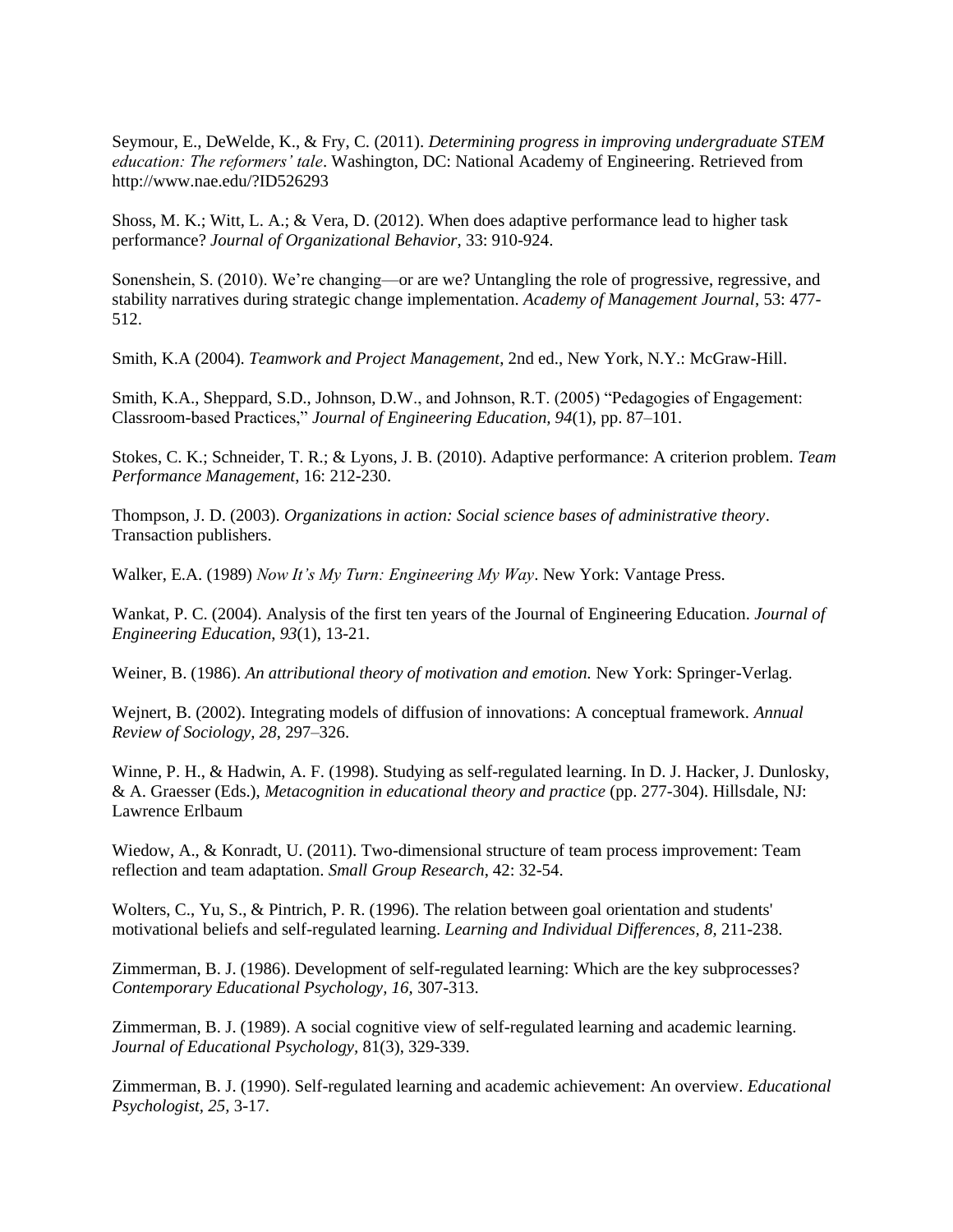Seymour, E., DeWelde, K., & Fry, C. (2011). *Determining progress in improving undergraduate STEM education: The reformers' tale*. Washington, DC: National Academy of Engineering. Retrieved from http://www.nae.edu/?ID526293

Shoss, M. K.; Witt, L. A.; & Vera, D. (2012). When does adaptive performance lead to higher task performance? *Journal of Organizational Behavior*, 33: 910-924.

Sonenshein, S. (2010). We're changing—or are we? Untangling the role of progressive, regressive, and stability narratives during strategic change implementation. *Academy of Management Journal*, 53: 477-512.

Smith, K.A (2004). *Teamwork and Project Management*, 2nd ed., New York, N.Y.: McGraw-Hill.

Smith, K.A., Sheppard, S.D., Johnson, D.W., and Johnson, R.T. (2005) "Pedagogies of Engagement: Classroom-based Practices," *Journal of Engineering Education, 94*(1), pp. 87–101.

Stokes, C. K.; Schneider, T. R.; & Lyons, J. B. (2010). Adaptive performance: A criterion problem. *Team Performance Management*, 16: 212-230.

Thompson, J. D. (2003). *Organizations in action: Social science bases of administrative theory*. Transaction publishers.

Walker, E.A. (1989) *Now It's My Turn: Engineering My Way*. New York: Vantage Press.

Wankat, P. C. (2004). Analysis of the first ten years of the Journal of Engineering Education. *Journal of Engineering Education*, *93*(1), 13-21.

Weiner, B. (1986). *An attributional theory of motivation and emotion.* New York: Springer-Verlag.

Wejnert, B. (2002). Integrating models of diffusion of innovations: A conceptual framework. *Annual Review of Sociology, 28*, 297–326.

Winne, P. H., & Hadwin, A. F. (1998). Studying as self-regulated learning. In D. J. Hacker, J. Dunlosky, & A. Graesser (Eds.), *Metacognition in educational theory and practice* (pp. 277-304). Hillsdale, NJ: Lawrence Erlbaum

Wiedow, A., & Konradt, U. (2011). Two-dimensional structure of team process improvement: Team reflection and team adaptation. *Small Group Research*, 42: 32-54.

Wolters, C., Yu, S., & Pintrich, P. R. (1996). The relation between goal orientation and students' motivational beliefs and self-regulated learning. *Learning and Individual Differences, 8,* 211-238.

Zimmerman, B. J. (1986). Development of self-regulated learning: Which are the key subprocesses? *Contemporary Educational Psychology, 16,* 307-313.

Zimmerman, B. J. (1989). A social cognitive view of self-regulated learning and academic learning. *Journal of Educational Psychology*, 81(3), 329-339.

Zimmerman, B. J. (1990). Self-regulated learning and academic achievement: An overview. *Educational Psychologist*, *25,* 3-17.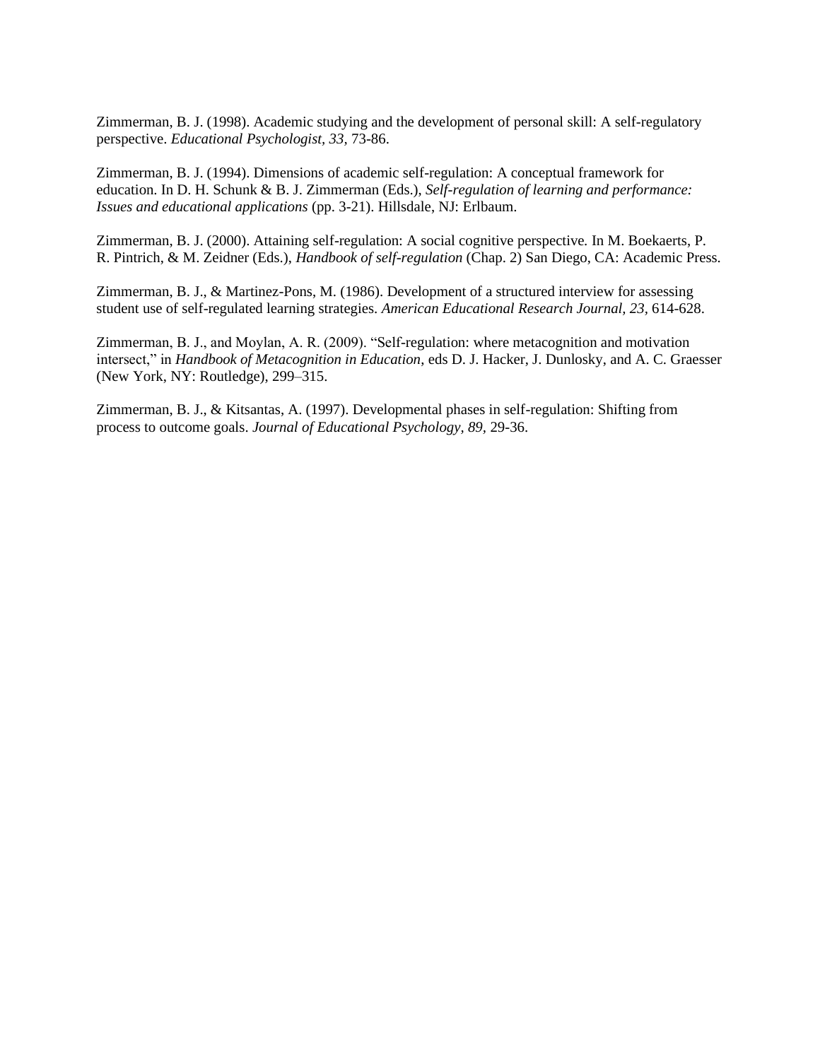Zimmerman, B. J. (1998). Academic studying and the development of personal skill: A self-regulatory perspective. *Educational Psychologist, 33,* 73-86.

Zimmerman, B. J. (1994). Dimensions of academic self-regulation: A conceptual framework for education. In D. H. Schunk & B. J. Zimmerman (Eds.), *Self-regulation of learning and performance: Issues and educational applications* (pp. 3-21). Hillsdale, NJ: Erlbaum.

Zimmerman, B. J. (2000). Attaining self-regulation: A social cognitive perspective. In M. Boekaerts, P. R. Pintrich, & M. Zeidner (Eds.), *Handbook of self-regulation* (Chap. 2) San Diego, CA: Academic Press.

Zimmerman, B. J., & Martinez-Pons, M. (1986). Development of a structured interview for assessing student use of self-regulated learning strategies. *American Educational Research Journal, 23,* 614-628.

Zimmerman, B. J., and Moylan, A. R. (2009). "Self-regulation: where metacognition and motivation intersect," in *Handbook of Metacognition in Education,* eds D. J. Hacker, J. Dunlosky, and A. C. Graesser (New York, NY: Routledge), 299–315.

Zimmerman, B. J., & Kitsantas, A. (1997). Developmental phases in self-regulation: Shifting from process to outcome goals. *Journal of Educational Psychology, 89,* 29-36.